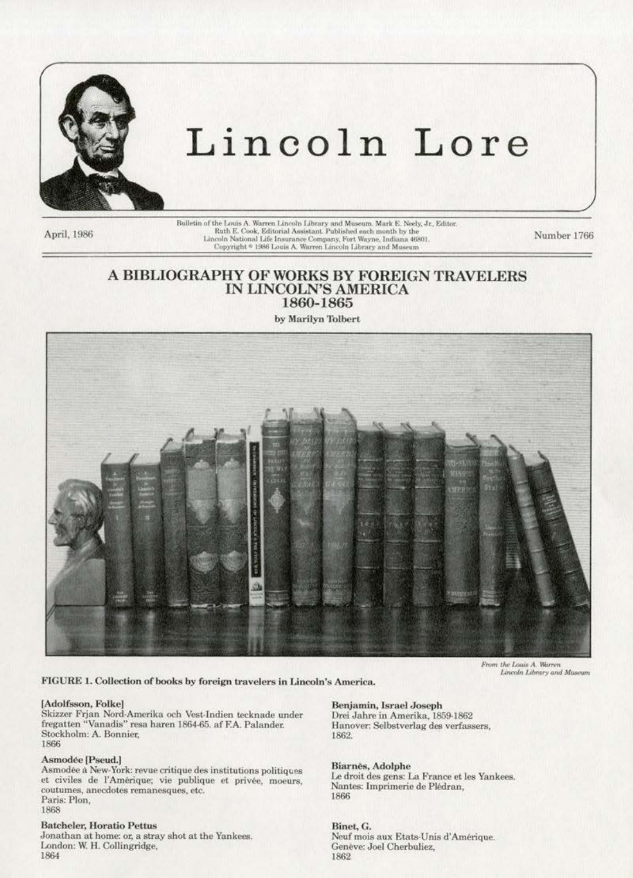# Lincoln Lore

April, 1986

Bulletin of the Louis A. Warren Lincoln Library and Museum. Mark E. Neely, Jr., Editor. Ruth E. Cook, Editorial Assistant. Published each month by the Lincoln National Life Insurance Company, Fort Wayne, Indiana 46801. Copyright © 1986 Louis A. Warren Lincoln Library and Museum

Number 1766

## A BIBLIOGRAPHY OF WORKS BY FOREIGN TRAVELERS IN LINCOLN'S AMERICA 1860-1865

by Marilyn Tolbert

*From the Louis A. Warren Lincoln Library and Museum*

**FIGURE 1. Collection of books by foreign travelers in Lincoln's America.**

**[Adolfsson, Folke]**
Skizzer Frjan Nord-Amerika och Vest-Indien tecknade under fregatten "Vanadis" resa haren 1864-65. af F.A. Palander.
Stockholm: A. Bonnier,
1866

**Asmodée [Pseud.]**
Asmodée à New-York: revue critique des institutions politiques et civiles de l'Amérique; vie publique et privée, moeurs, coutumes, anecdotes remanesques, etc.
Paris: Plon,
1868

**Batcheler, Horatio Pettus**
Jonathan at home: or, a stray shot at the Yankees.
London: W. H. Collingridge,
1864

**Benjamin, Israel Joseph**
Drei Jahre in Amerika, 1859-1862
Hanover: Selbstverlag des verfassers,
1862.

**Biarnès, Adolphe**
Le droit des gens: La France et les Yankees.
Nantes: Imprimerie de Plédran,
1866

**Binet, G.**
Neuf mois aux Etats-Unis d'Amérique.
Genève: Joel Cherbuliez,
1862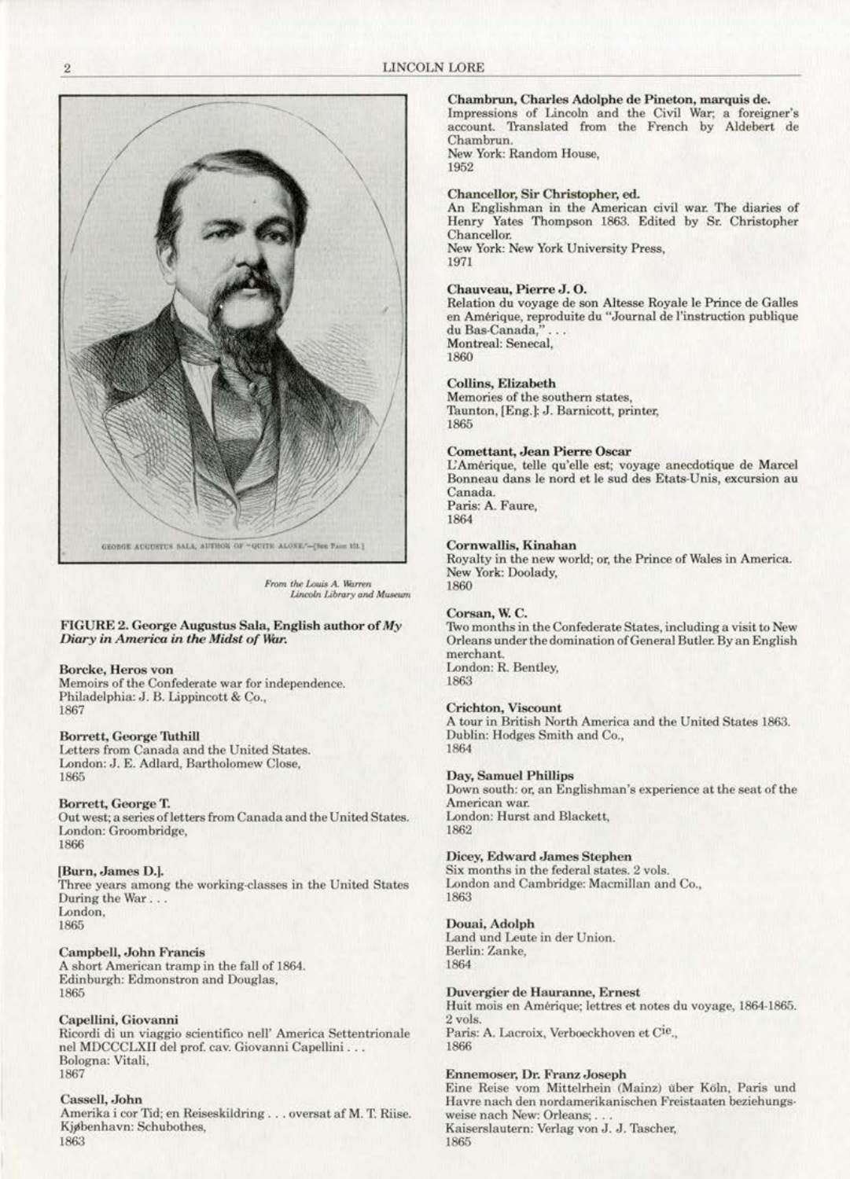GEORGE AUGUSTUS SALA, AUTHOR OF "QUITE ALONE."—[See Page 151.]

*From the Louis A. Warren Lincoln Library and Museum*

**FIGURE 2. George Augustus Sala, English author of *My Diary in America in the Midst of War.***

**Borcke, Heros von**
Memoirs of the Confederate war for independence.
Philadelphia: J. B. Lippincott & Co.,
1867

**Borrett, George Tuthill**
Letters from Canada and the United States.
London: J. E. Adlard, Bartholomew Close,
1865

**Borrett, George T.**
Out west; a series of letters from Canada and the United States.
London: Groombridge,
1866

**[Burn, James D.].**
Three years among the working-classes in the United States During the War . . .
London,
1865

**Campbell, John Francis**
A short American tramp in the fall of 1864.
Edinburgh: Edmonstron and Douglas,
1865

**Capellini, Giovanni**
Ricordi di un viaggio scientifico nell' America Settentrionale nel MDCCCLXII del prof. cav. Giovanni Capellini . . .
Bologna: Vitali,
1867

**Cassell, John**
Amerika i cor Tid; en Reiseskildring . . . oversat af M. T. Riise.
Kjøbenhavn: Schubothes,
1863

**Chambrun, Charles Adolphe de Pineton, marquis de.**
Impressions of Lincoln and the Civil War; a foreigner's account. Translated from the French by Aldebert de Chambrun.
New York: Random House,
1952

**Chancellor, Sir Christopher, ed.**
An Englishman in the American civil war. The diaries of Henry Yates Thompson 1863. Edited by Sr. Christopher Chancellor.
New York: New York University Press,
1971

**Chauveau, Pierre J. O.**
Relation du voyage de son Altesse Royale le Prince de Galles en Amérique, reproduite du "Journal de l'instruction publique du Bas-Canada," . . .
Montreal: Senecal,
1860

**Collins, Elizabeth**
Memories of the southern states,
Taunton, [Eng.]: J. Barnicott, printer,
1865

**Comettant, Jean Pierre Oscar**
L'Amérique, telle qu'elle est; voyage anecdotique de Marcel Bonneau dans le nord et le sud des Etats-Unis, excursion au Canada.
Paris: A. Faure,
1864

**Cornwallis, Kinahan**
Royalty in the new world; or, the Prince of Wales in America.
New York: Doolady,
1860

**Corsan, W. C.**
Two months in the Confederate States, including a visit to New Orleans under the domination of General Butler. By an English merchant.
London: R. Bentley,
1863

**Crichton, Viscount**
A tour in British North America and the United States 1863.
Dublin: Hodges Smith and Co.,
1864

**Day, Samuel Phillips**
Down south: or, an Englishman's experience at the seat of the American war.
London: Hurst and Blackett,
1862

**Dicey, Edward James Stephen**
Six months in the federal states. 2 vols.
London and Cambridge: Macmillan and Co.,
1863

**Douai, Adolph**
Land und Leute in der Union.
Berlin: Zanke,
1864

**Duvergier de Hauranne, Ernest**
Huit mois en Amérique; lettres et notes du voyage, 1864-1865. 2 vols.
Paris: A. Lacroix, Verboeckhoven et C^ie^.,
1866

**Ennemoser, Dr. Franz Joseph**
Eine Reise vom Mittelrhein (Mainz) über Köln, Paris und Havre nach den nordamerikanischen Freistaaten beziehungsweise nach New: Orleans; . . .
Kaiserslautern: Verlag von J. J. Tascher,
1865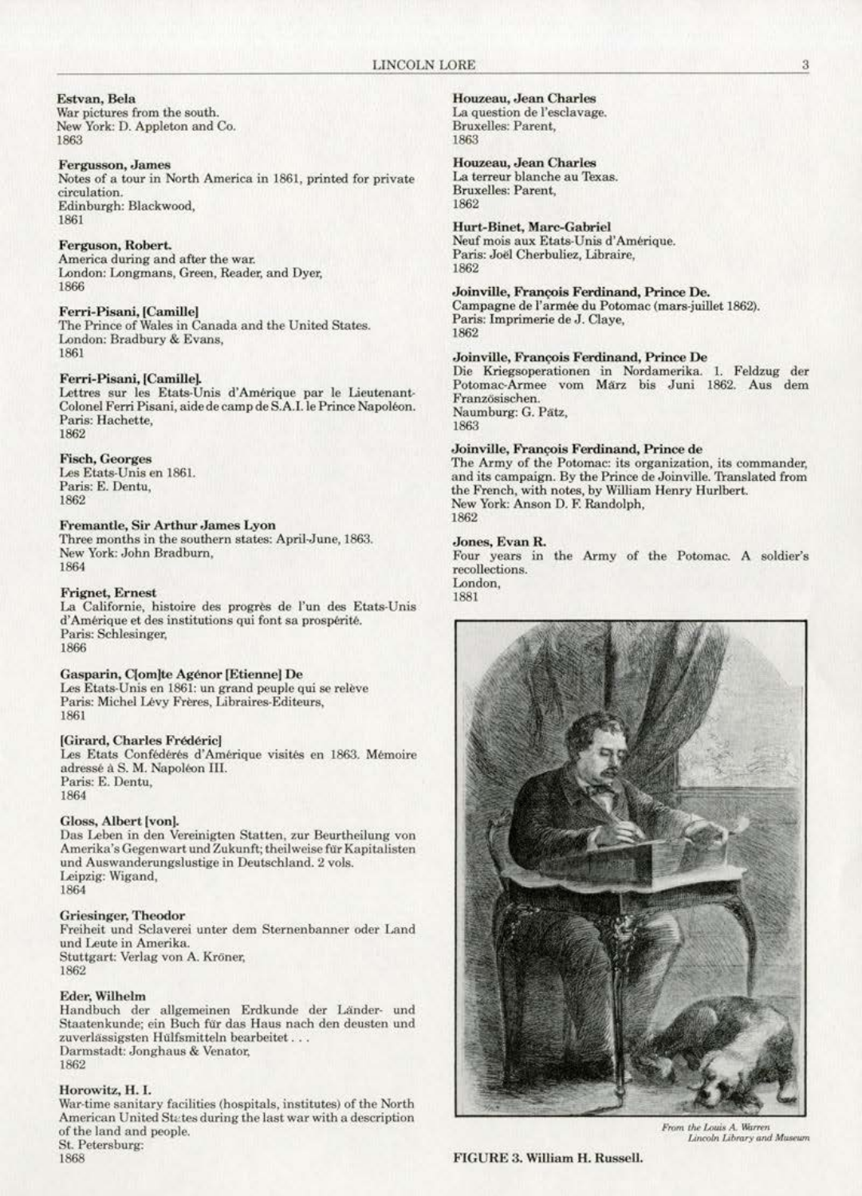**Estvan, Bela**
War pictures from the south.
New York: D. Appleton and Co.
1863

**Fergusson, James**
Notes of a tour in North America in 1861, printed for private circulation.
Edinburgh: Blackwood,
1861

**Ferguson, Robert.**
America during and after the war.
London: Longmans, Green, Reader, and Dyer,
1866

**Ferri-Pisani, [Camille]**
The Prince of Wales in Canada and the United States.
London: Bradbury & Evans,
1861

**Ferri-Pisani, [Camille].**
Lettres sur les Etats-Unis d'Amérique par le Lieutenant-Colonel Ferri Pisani, aide de camp de S.A.I. le Prince Napoléon.
Paris: Hachette,
1862

**Fisch, Georges**
Les Etats-Unis en 1861.
Paris: E. Dentu,
1862

**Fremantle, Sir Arthur James Lyon**
Three months in the southern states: April-June, 1863.
New York: John Bradburn,
1864

**Frignet, Ernest**
La Californie, histoire des progrès de l'un des Etats-Unis d'Amérique et des institutions qui font sa prospérité.
Paris: Schlesinger,
1866

**Gasparin, C[om]te Agénor [Etienne] De**
Les Etats-Unis en 1861: un grand peuple qui se relève
Paris: Michel Lévy Frères, Libraires-Editeurs,
1861

**[Girard, Charles Frédéric]**
Les Etats Confédérés d'Amérique visités en 1863. Mémoire adressé à S. M. Napoléon III.
Paris: E. Dentu,
1864

**Gloss, Albert [von].**
Das Leben in den Vereinigten Statten, zur Beurtheilung von Amerika's Gegenwart und Zukunft; theilweise für Kapitalisten und Auswanderungslustige in Deutschland. 2 vols.
Leipzig: Wigand,
1864

**Griesinger, Theodor**
Freiheit und Sclaverei unter dem Sternenbanner oder Land und Leute in Amerika.
Stuttgart: Verlag von A. Kröner,
1862

**Eder, Wilhelm**
Handbuch der allgemeinen Erdkunde der Länder- und Staatenkunde; ein Buch für das Haus nach den deusten und zuverlässigsten Hülfsmitteln bearbeitet . . .
Darmstadt: Jonghaus & Venator,
1862

**Horowitz, H. I.**
War-time sanitary facilities (hospitals, institutes) of the North American United States during the last war with a description of the land and people.
St. Petersburg:
1868

**Houzeau, Jean Charles**
La question de l'esclavage.
Bruxelles: Parent,
1863

**Houzeau, Jean Charles**
La terreur blanche au Texas.
Bruxelles: Parent,
1862

**Hurt-Binet, Marc-Gabriel**
Neuf mois aux Etats-Unis d'Amérique.
Paris: Joël Cherbuliez, Libraire,
1862

**Joinville, François Ferdinand, Prince De.**
Campagne de l'armée du Potomac (mars-juillet 1862).
Paris: Imprimerie de J. Claye,
1862

**Joinville, François Ferdinand, Prince De**
Die Kriegsoperationen in Nordamerika. 1. Feldzug der Potomac-Armee vom März bis Juni 1862. Aus dem Französischen.
Naumburg: G. Pätz,
1863

**Joinville, François Ferdinand, Prince de**
The Army of the Potomac: its organization, its commander, and its campaign. By the Prince de Joinville. Translated from the French, with notes, by William Henry Hurlbert.
New York: Anson D. F. Randolph,
1862

**Jones, Evan R.**
Four years in the Army of the Potomac. A soldier's recollections.
London,
1881

*From the Louis A. Warren Lincoln Library and Museum*

**FIGURE 3. William H. Russell.**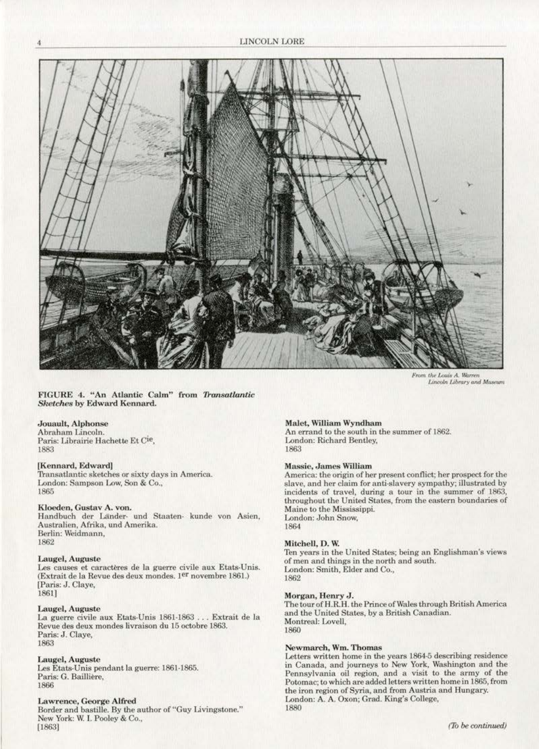From the Louis A. Warren Lincoln Library and Museum

FIGURE 4. "An Atlantic Calm" from *Transatlantic Sketches* by Edward Kennard.

**Jouault, Alphonse**
Abraham Lincoln.
Paris: Librairie Hachette Et Cie,
1883

**[Kennard, Edward]**
Transatlantic sketches or sixty days in America.
London: Sampson Low, Son & Co.,
1865

**Kloeden, Gustav A. von.**
Handbuch der Länder- und Staaten- kunde von Asien, Australien, Afrika, und Amerika.
Berlin: Weidmann,
1862

**Laugel, Auguste**
Les causes et caractères de la guerre civile aux Etats-Unis. (Extrait de la Revue des deux mondes. 1er novembre 1861.)
[Paris: J. Claye,
1861]

**Laugel, Auguste**
La guerre civile aux Etats-Unis 1861-1863 . . . Extrait de la Revue des deux mondes livraison du 15 octobre 1863.
Paris: J. Claye,
1863

**Laugel, Auguste**
Les Etats-Unis pendant la guerre: 1861-1865.
Paris: G. Baillière,
1866

**Lawrence, George Alfred**
Border and bastille. By the author of "Guy Livingstone."
New York: W. I. Pooley & Co.,
[1863]

**Malet, William Wyndham**
An errand to the south in the summer of 1862.
London: Richard Bentley,
1863

**Massie, James William**
America: the origin of her present conflict; her prospect for the slave, and her claim for anti-slavery sympathy; illustrated by incidents of travel, during a tour in the summer of 1863, throughout the United States, from the eastern boundaries of Maine to the Mississippi.
London: John Snow,
1864

**Mitchell, D. W.**
Ten years in the United States; being an Englishman's views of men and things in the north and south.
London: Smith, Elder and Co.,
1862

**Morgan, Henry J.**
The tour of H.R.H. the Prince of Wales through British America and the United States, by a British Canadian.
Montreal: Lovell,
1860

**Newmarch, Wm. Thomas**
Letters written home in the years 1864-5 describing residence in Canada, and journeys to New York, Washington and the Pennsylvania oil region, and a visit to the army of the Potomac; to which are added letters written home in 1865, from the iron region of Syria, and from Austria and Hungary.
London: A. A. Oxon; Grad. King's College,
1880

*(To be continued)*